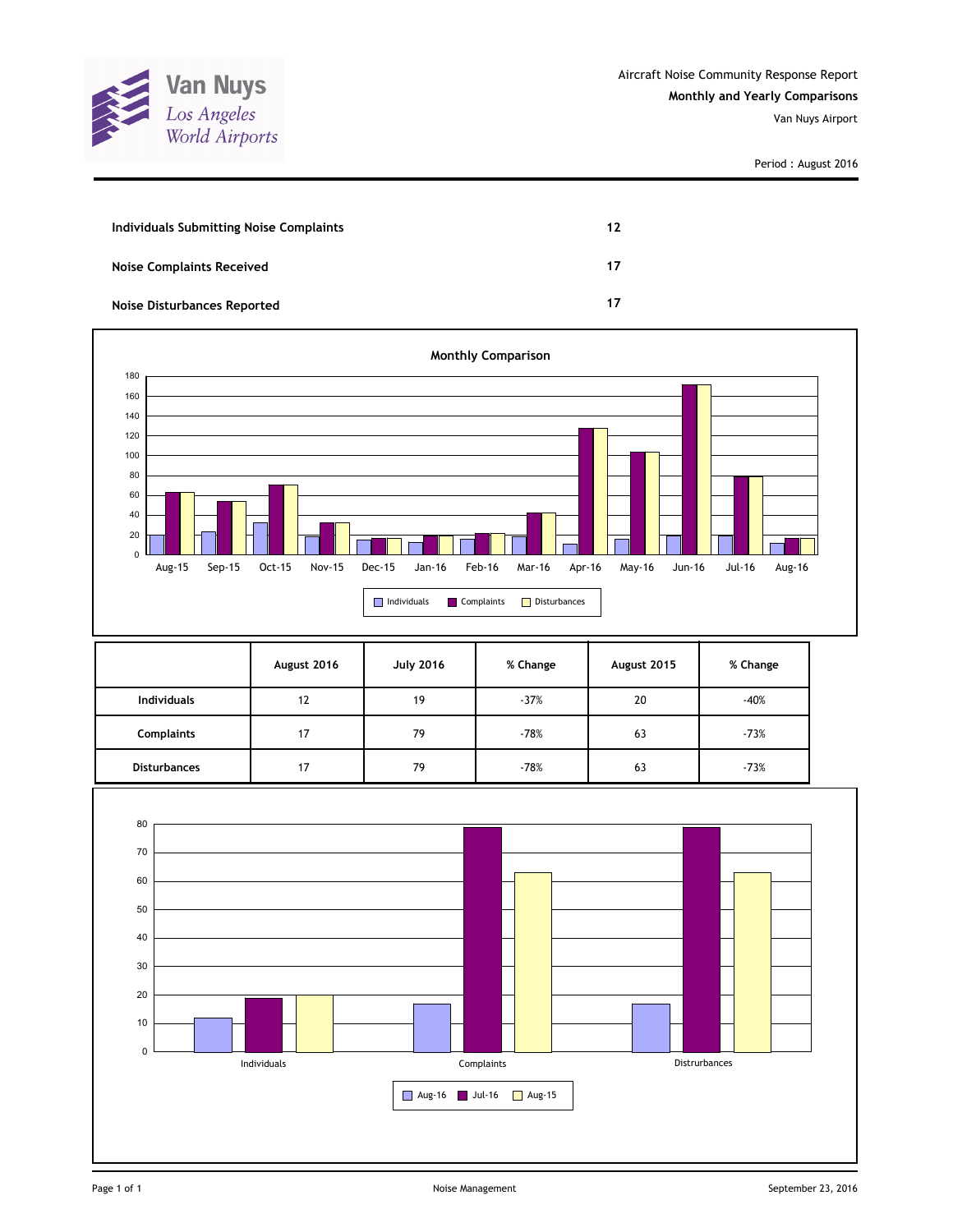Van Nuys
Los Angeles
World Airports

Aircraft Noise Community Response Report

**Monthly and Yearly Comparisons**

Van Nuys Airport

Period : August 2016

| | |
|---|---|
| **Individuals Submitting Noise Complaints** | **12** |
| **Noise Complaints Received** | **17** |
| **Noise Disturbances Reported** | **17** |

**Monthly Comparison**

180
160
140
120
100
80
60
40
20
0

Aug-15 Sep-15 Oct-15 Nov-15 Dec-15 Jan-16 Feb-16 Mar-16 Apr-16 May-16 Jun-16 Jul-16 Aug-16

Individuals Complaints Disturbances

| | August 2016 | July 2016 | % Change | August 2015 | % Change |
|---|---|---|---|---|---|
| **Individuals** | 12 | 19 | -37% | 20 | -40% |
| **Complaints** | 17 | 79 | -78% | 63 | -73% |
| **Disturbances** | 17 | 79 | -78% | 63 | -73% |

80
70
60
50
40
30
20
10
0

Individuals Complaints Distrurbances

Aug-16 Jul-16 Aug-15

Noise Management

September 23, 2016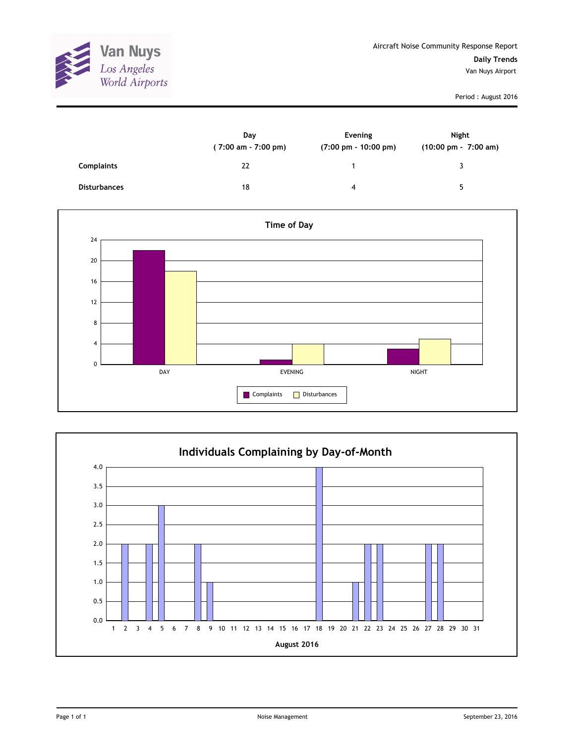Van Nuys
Los Angeles World Airports

Aircraft Noise Community Response Report

**Daily Trends**

Van Nuys Airport

Period : August 2016

| | Day ( 7:00 am - 7:00 pm) | Evening (7:00 pm - 10:00 pm) | Night (10:00 pm - 7:00 am) |
|---|---|---|---|
| **Complaints** | 22 | 1 | 3 |
| **Disturbances** | 18 | 4 | 5 |

**Time of Day**

24
20
16
12
8
4
0

DAY
EVENING
NIGHT

Complaints
Disturbances

**Individuals Complaining by Day-of-Month**

4.0
3.5
3.0
2.5
2.0
1.5
1.0
0.5
0.0

1 2 3 4 5 6 7 8 9 10 11 12 13 14 15 16 17 18 19 20 21 22 23 24 25 26 27 28 29 30 31

**August 2016**

Noise Management

September 23, 2016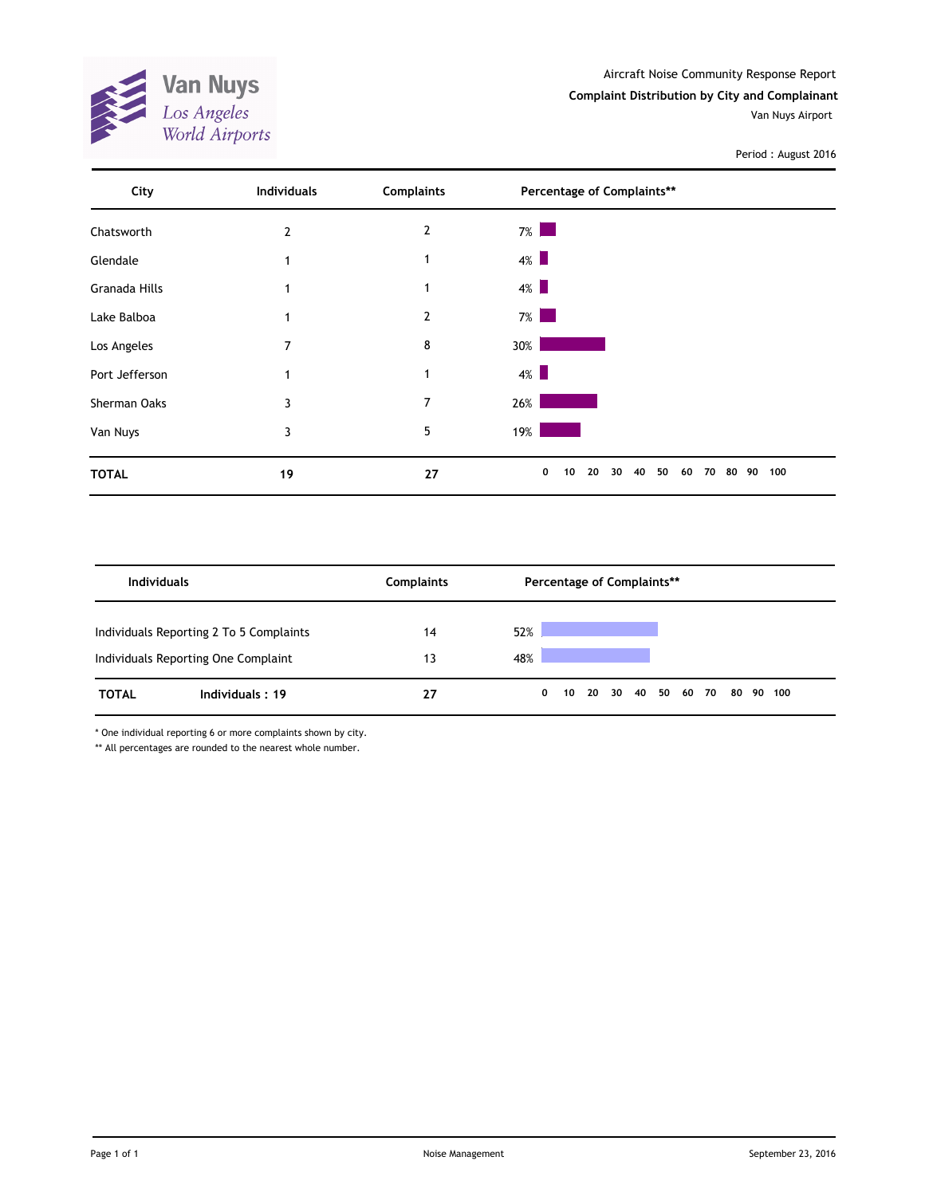Van Nuys
Los Angeles World Airports

Aircraft Noise Community Response Report

**Complaint Distribution by City and Complainant**

Van Nuys Airport

Period : August 2016

| City | Individuals | Complaints | Percentage of Complaints** |
|---|---|---|---|
| Chatsworth | 2 | 2 | 7% |
| Glendale | 1 | 1 | 4% |
| Granada Hills | 1 | 1 | 4% |
| Lake Balboa | 1 | 2 | 7% |
| Los Angeles | 7 | 8 | 30% |
| Port Jefferson | 1 | 1 | 4% |
| Sherman Oaks | 3 | 7 | 26% |
| Van Nuys | 3 | 5 | 19% |
| **TOTAL** | **19** | **27** | |

0 10 20 30 40 50 60 70 80 90 100

| Individuals | Complaints | Percentage of Complaints** |
|---|---|---|
| Individuals Reporting 2 To 5 Complaints | 14 | 52% |
| Individuals Reporting One Complaint | 13 | 48% |
| **TOTAL** **Individuals : 19** | **27** | |

0 10 20 30 40 50 60 70 80 90 100

* One individual reporting 6 or more complaints shown by city.

** All percentages are rounded to the nearest whole number.

Noise Management

September 23, 2016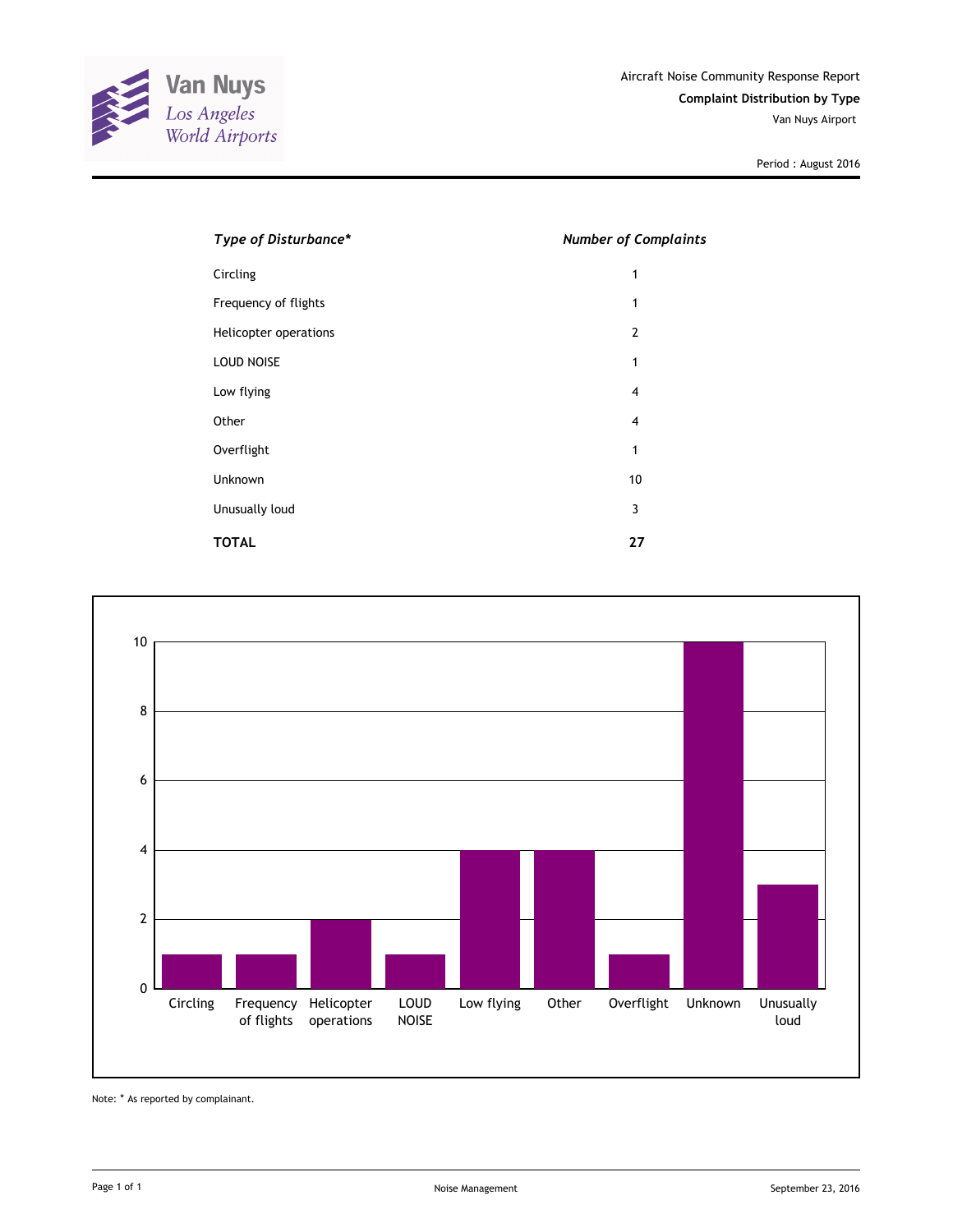Van Nuys
Los Angeles World Airports

Aircraft Noise Community Response Report

**Complaint Distribution by Type**

Van Nuys Airport

Period : August 2016

| *Type of Disturbance** | *Number of Complaints* |
|---|---|
| Circling | 1 |
| Frequency of flights | 1 |
| Helicopter operations | 2 |
| LOUD NOISE | 1 |
| Low flying | 4 |
| Other | 4 |
| Overflight | 1 |
| Unknown | 10 |
| Unusually loud | 3 |
| **TOTAL** | **27** |

10
8
6
4
2
0

Circling
Frequency of flights
Helicopter operations
LOUD NOISE
Low flying
Other
Overflight
Unknown
Unusually loud

Note: * As reported by complainant.

Noise Management

September 23, 2016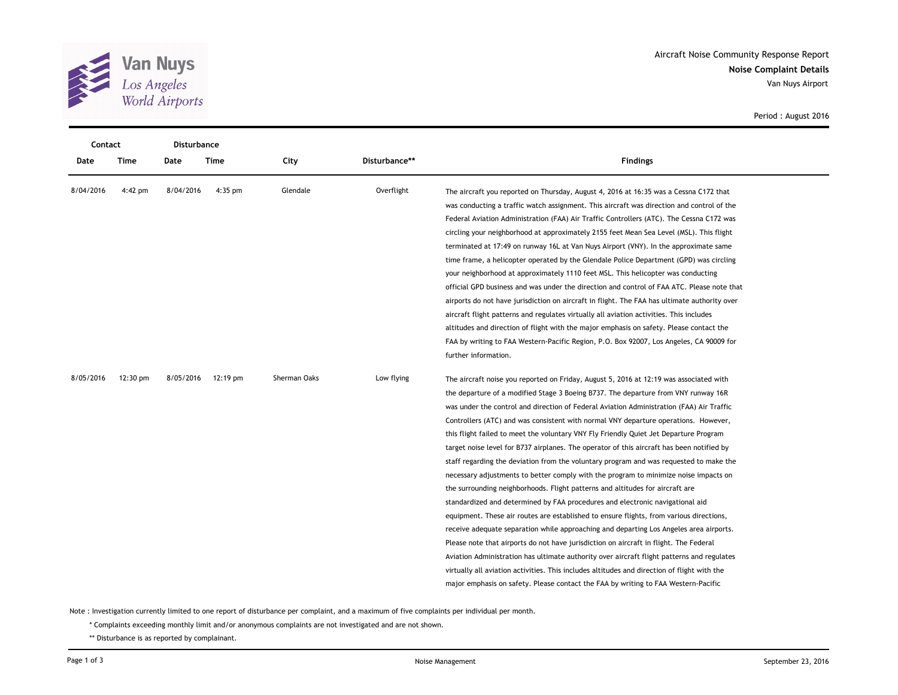Van Nuys
Los Angeles
World Airports

Aircraft Noise Community Response Report

**Noise Complaint Details**

Van Nuys Airport

Period : August 2016

| Contact | | Disturbance | | | | |
|---|---|---|---|---|---|---|
| Date | Time | Date | Time | City | Disturbance** | Findings |
| 8/04/2016 | 4:42 pm | 8/04/2016 | 4:35 pm | Glendale | Overflight | The aircraft you reported on Thursday, August 4, 2016 at 16:35 was a Cessna C172 that was conducting a traffic watch assignment. This aircraft was direction and control of the Federal Aviation Administration (FAA) Air Traffic Controllers (ATC). The Cessna C172 was circling your neighborhood at approximately 2155 feet Mean Sea Level (MSL). This flight terminated at 17:49 on runway 16L at Van Nuys Airport (VNY). In the approximate same time frame, a helicopter operated by the Glendale Police Department (GPD) was circling your neighborhood at approximately 1110 feet MSL. This helicopter was conducting official GPD business and was under the direction and control of FAA ATC. Please note that airports do not have jurisdiction on aircraft in flight. The FAA has ultimate authority over aircraft flight patterns and regulates virtually all aviation activities. This includes altitudes and direction of flight with the major emphasis on safety. Please contact the FAA by writing to FAA Western-Pacific Region, P.O. Box 92007, Los Angeles, CA 90009 for further information. |
| 8/05/2016 | 12:30 pm | 8/05/2016 | 12:19 pm | Sherman Oaks | Low flying | The aircraft noise you reported on Friday, August 5, 2016 at 12:19 was associated with the departure of a modified Stage 3 Boeing B737. The departure from VNY runway 16R was under the control and direction of Federal Aviation Administration (FAA) Air Traffic Controllers (ATC) and was consistent with normal VNY departure operations. However, this flight failed to meet the voluntary VNY Fly Friendly Quiet Jet Departure Program target noise level for B737 airplanes. The operator of this aircraft has been notified by staff regarding the deviation from the voluntary program and was requested to make the necessary adjustments to better comply with the program to minimize noise impacts on the surrounding neighborhoods. Flight patterns and altitudes for aircraft are standardized and determined by FAA procedures and electronic navigational aid equipment. These air routes are established to ensure flights, from various directions, receive adequate separation while approaching and departing Los Angeles area airports. Please note that airports do not have jurisdiction on aircraft in flight. The Federal Aviation Administration has ultimate authority over aircraft flight patterns and regulates virtually all aviation activities. This includes altitudes and direction of flight with the major emphasis on safety. Please contact the FAA by writing to FAA Western-Pacific |

Note : Investigation currently limited to one report of disturbance per complaint, and a maximum of five complaints per individual per month.

\* Complaints exceeding monthly limit and/or anonymous complaints are not investigated and are not shown.

\** Disturbance is as reported by complainant.

Noise Management

September 23, 2016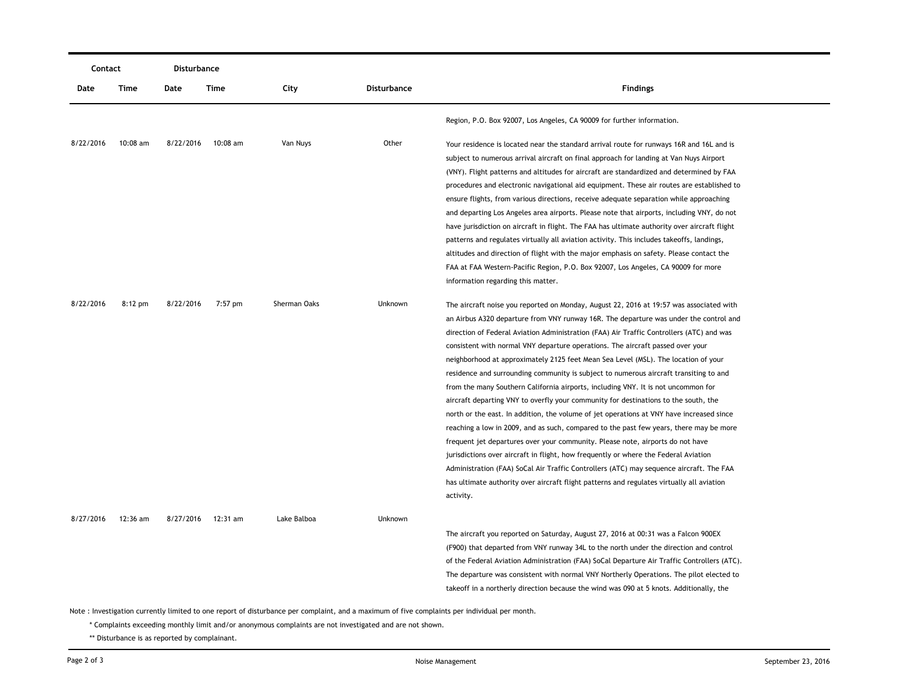| Contact | | Disturbance | | | | |
|---|---|---|---|---|---|---|
| Date | Time | Date | Time | City | Disturbance | Findings |
| | | | | | | Region, P.O. Box 92007, Los Angeles, CA 90009 for further information. |
| 8/22/2016 | 10:08 am | 8/22/2016 | 10:08 am | Van Nuys | Other | Your residence is located near the standard arrival route for runways 16R and 16L and is subject to numerous arrival aircraft on final approach for landing at Van Nuys Airport (VNY). Flight patterns and altitudes for aircraft are standardized and determined by FAA procedures and electronic navigational aid equipment. These air routes are established to ensure flights, from various directions, receive adequate separation while approaching and departing Los Angeles area airports. Please note that airports, including VNY, do not have jurisdiction on aircraft in flight. The FAA has ultimate authority over aircraft flight patterns and regulates virtually all aviation activity. This includes takeoffs, landings, altitudes and direction of flight with the major emphasis on safety. Please contact the FAA at FAA Western-Pacific Region, P.O. Box 92007, Los Angeles, CA 90009 for more information regarding this matter. |
| 8/22/2016 | 8:12 pm | 8/22/2016 | 7:57 pm | Sherman Oaks | Unknown | The aircraft noise you reported on Monday, August 22, 2016 at 19:57 was associated with an Airbus A320 departure from VNY runway 16R. The departure was under the control and direction of Federal Aviation Administration (FAA) Air Traffic Controllers (ATC) and was consistent with normal VNY departure operations. The aircraft passed over your neighborhood at approximately 2125 feet Mean Sea Level (MSL). The location of your residence and surrounding community is subject to numerous aircraft transiting to and from the many Southern California airports, including VNY. It is not uncommon for aircraft departing VNY to overfly your community for destinations to the south, the north or the east. In addition, the volume of jet operations at VNY have increased since reaching a low in 2009, and as such, compared to the past few years, there may be more frequent jet departures over your community. Please note, airports do not have jurisdictions over aircraft in flight, how frequently or where the Federal Aviation Administration (FAA) SoCal Air Traffic Controllers (ATC) may sequence aircraft. The FAA has ultimate authority over aircraft flight patterns and regulates virtually all aviation activity. |
| 8/27/2016 | 12:36 am | 8/27/2016 | 12:31 am | Lake Balboa | Unknown | The aircraft you reported on Saturday, August 27, 2016 at 00:31 was a Falcon 900EX (F900) that departed from VNY runway 34L to the north under the direction and control of the Federal Aviation Administration (FAA) SoCal Departure Air Traffic Controllers (ATC). The departure was consistent with normal VNY Northerly Operations. The pilot elected to takeoff in a northerly direction because the wind was 090 at 5 knots. Additionally, the |

Note : Investigation currently limited to one report of disturbance per complaint, and a maximum of five complaints per individual per month.

\* Complaints exceeding monthly limit and/or anonymous complaints are not investigated and are not shown.

\*\* Disturbance is as reported by complainant.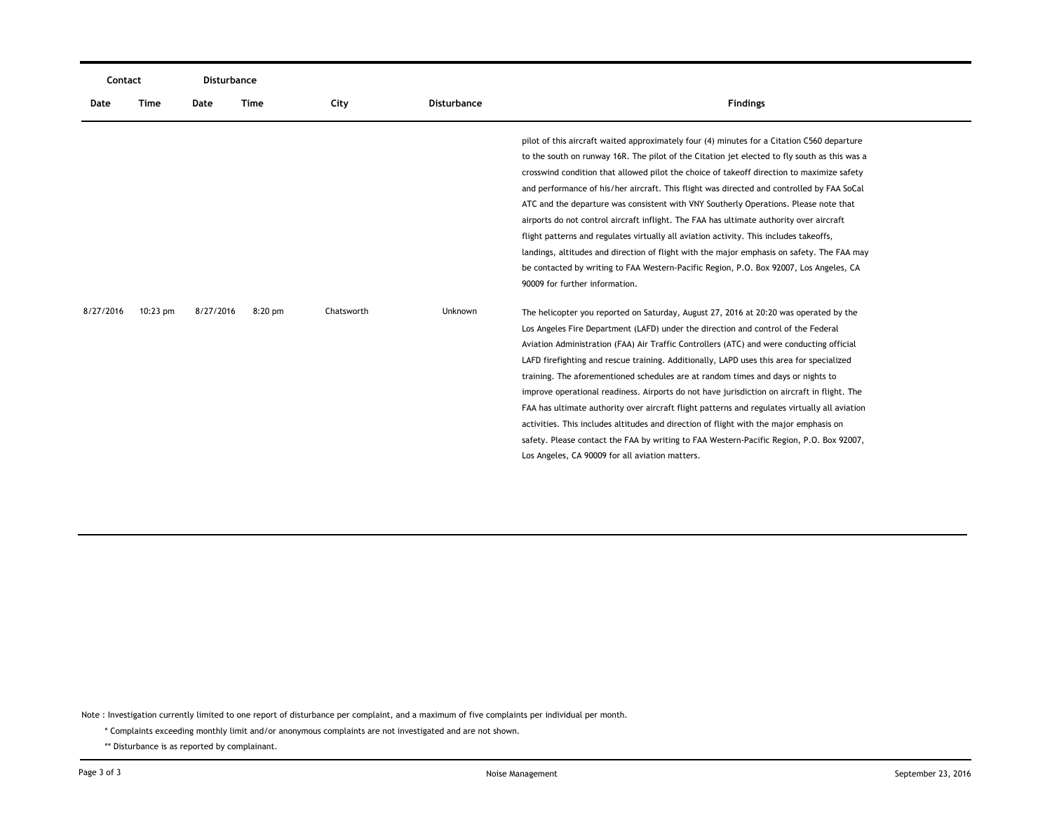| Contact | | Disturbance | | | | |
|---|---|---|---|---|---|---|
| Date | Time | Date | Time | City | Disturbance | Findings |
| | | | | | | pilot of this aircraft waited approximately four (4) minutes for a Citation C560 departure to the south on runway 16R. The pilot of the Citation jet elected to fly south as this was a crosswind condition that allowed pilot the choice of takeoff direction to maximize safety and performance of his/her aircraft. This flight was directed and controlled by FAA SoCal ATC and the departure was consistent with VNY Southerly Operations. Please note that airports do not control aircraft inflight. The FAA has ultimate authority over aircraft flight patterns and regulates virtually all aviation activity. This includes takeoffs, landings, altitudes and direction of flight with the major emphasis on safety. The FAA may be contacted by writing to FAA Western-Pacific Region, P.O. Box 92007, Los Angeles, CA 90009 for further information. |
| 8/27/2016 | 10:23 pm | 8/27/2016 | 8:20 pm | Chatsworth | Unknown | The helicopter you reported on Saturday, August 27, 2016 at 20:20 was operated by the Los Angeles Fire Department (LAFD) under the direction and control of the Federal Aviation Administration (FAA) Air Traffic Controllers (ATC) and were conducting official LAFD firefighting and rescue training. Additionally, LAPD uses this area for specialized training. The aforementioned schedules are at random times and days or nights to improve operational readiness. Airports do not have jurisdiction on aircraft in flight. The FAA has ultimate authority over aircraft flight patterns and regulates virtually all aviation activities. This includes altitudes and direction of flight with the major emphasis on safety. Please contact the FAA by writing to FAA Western-Pacific Region, P.O. Box 92007, Los Angeles, CA 90009 for all aviation matters. |

Note : Investigation currently limited to one report of disturbance per complaint, and a maximum of five complaints per individual per month.

\* Complaints exceeding monthly limit and/or anonymous complaints are not investigated and are not shown.

\*\* Disturbance is as reported by complainant.